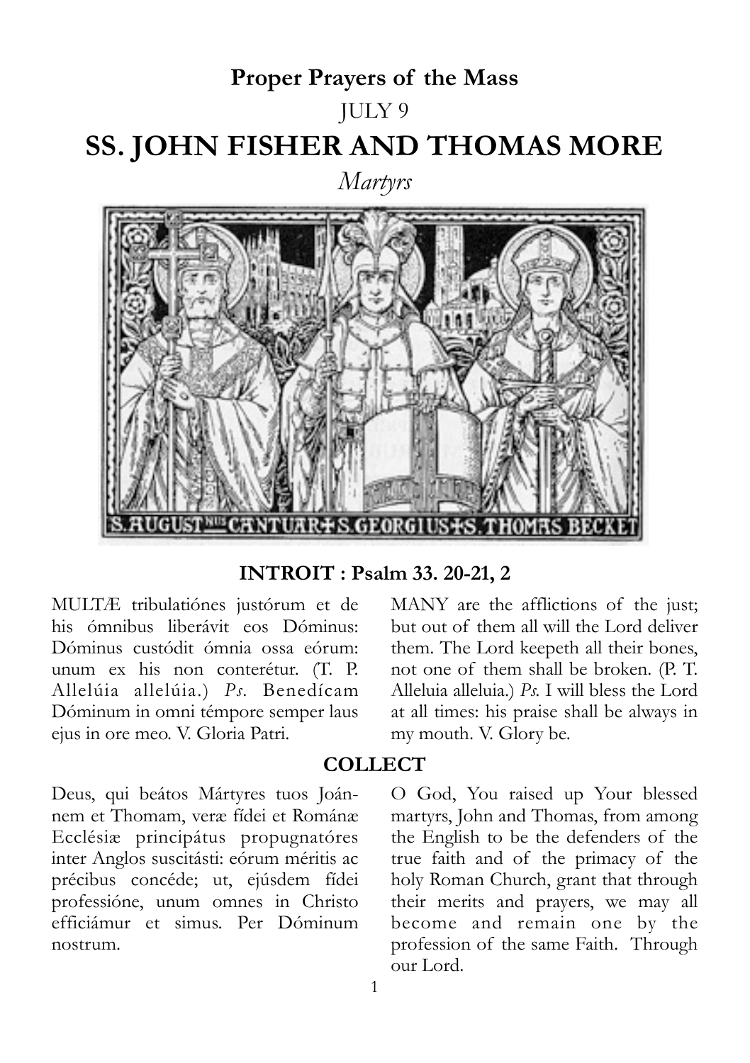**Proper Prayers of the Mass**

JULY 9

# SS. JOHN FISHER AND THOMAS MORE

*Martyrs*

## INTROIT : Psalm 33. 20-21, 2

MULTÆ tribulatiónes justórum et de his ómnibus liberávit eos Dóminus: Dóminus custódit ómnia ossa eórum: unum ex his non conterétur. (T. P. Allelúia allelúia.) *Ps.* Benedícam Dóminum in omni témpore semper laus ejus in ore meo. V. Gloria Patri.

MANY are the afflictions of the just; but out of them all will the Lord deliver them. The Lord keepeth all their bones, not one of them shall be broken. (P. T. Alleluia alleluia.) *Ps.* I will bless the Lord at all times: his praise shall be always in my mouth. V. Glory be.

## COLLECT

Deus, qui beátos Mártyres tuos Joánnem et Thomam, veræ fídei et Románæ Ecclésiæ principátus propugnatóres inter Anglos suscitásti: eórum méritis ac précibus concéde; ut, ejúsdem fídei professióne, unum omnes in Christo efficiámur et simus. Per Dóminum nostrum.

O God, You raised up Your blessed martyrs, John and Thomas, from among the English to be the defenders of the true faith and of the primacy of the holy Roman Church, grant that through their merits and prayers, we may all become and remain one by the profession of the same Faith. Through our Lord.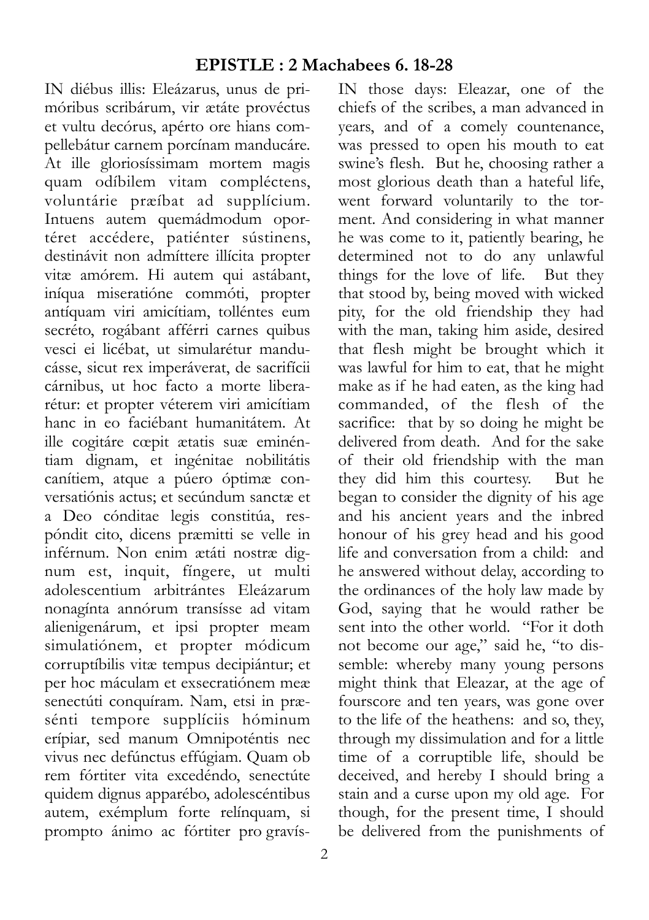## EPISTLE : 2 Machabees 6. 18-28

IN diébus illis: Eleázarus, unus de primóribus scribárum, vir ætáte provéctus et vultu decórus, apérto ore hians compellebátur carnem porcínam manducáre. At ille gloriosíssimam mortem magis quam odíbilem vitam compléctens, voluntárie præíbat ad supplícium. Intuens autem quemádmodum oportéret accédere, patiénter sústinens, destinávit non admíttere illícita propter vitæ amórem. Hi autem qui astábant, iníqua miseratióne commóti, propter antíquam viri amicítiam, tolléntes eum secréto, rogábant afférri carnes quibus vesci ei licébat, ut simularétur manducásse, sicut rex imperáverat, de sacrifícii cárnibus, ut hoc facto a morte liberarétur: et propter véterem viri amicítiam hanc in eo faciébant humanitátem. At ille cogitáre cœpit ætatis suæ eminéntiam dignam, et ingénitae nobilitátis canítiem, atque a púero óptimæ conversatiónis actus; et secúndum sanctæ et a Deo cónditae legis constitúa, respóndit cito, dicens præmitti se velle in inférnum. Non enim ætáti nostræ dignum est, inquit, fíngere, ut multi adolescentium arbitrántes Eleázarum nonagínta annórum transísse ad vitam alienigenárum, et ipsi propter meam simulatiónem, et propter módicum corruptíbilis vitæ tempus decipiántur; et per hoc máculam et exsecratiónem meæ senectúti conquíram. Nam, etsi in præsénti tempore supplíciis hóminum erípiar, sed manum Omnipotóntis nec vivus nec defúnctus effúgiam. Quam ob rem fórtiter vita excedéndo, senectúte quidem dignus apparébo, adolescéntibus autem, exémplum forte relínquam, si prompto ánimo ac fórtiter pro gravís-

IN those days: Eleazar, one of the chiefs of the scribes, a man advanced in years, and of a comely countenance, was pressed to open his mouth to eat swine's flesh. But he, choosing rather a most glorious death than a hateful life, went forward voluntarily to the torment. And considering in what manner he was come to it, patiently bearing, he determined not to do any unlawful things for the love of life. But they that stood by, being moved with wicked pity, for the old friendship they had with the man, taking him aside, desired that flesh might be brought which it was lawful for him to eat, that he might make as if he had eaten, as the king had commanded, of the flesh of the sacrifice: that by so doing he might be delivered from death. And for the sake of their old friendship with the man they did him this courtesy. But he began to consider the dignity of his age and his ancient years and the inbred honour of his grey head and his good life and conversation from a child: and he answered without delay, according to the ordinances of the holy law made by God, saying that he would rather be sent into the other world. "For it doth not become our age," said he, "to dissemble: whereby many young persons might think that Eleazar, at the age of fourscore and ten years, was gone over to the life of the heathens: and so, they, through my dissimulation and for a little time of a corruptible life, should be deceived, and hereby I should bring a stain and a curse upon my old age. For though, for the present time, I should be delivered from the punishments of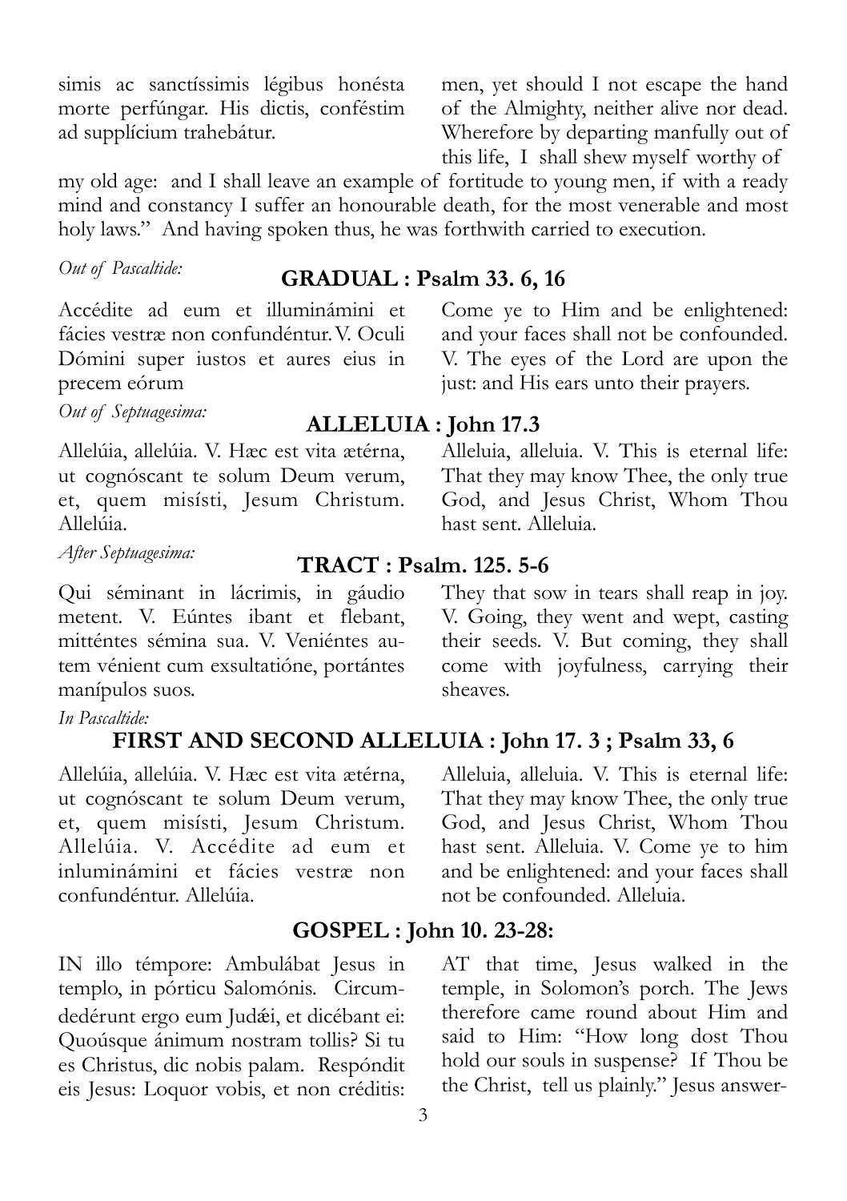simis ac sanctíssimis légibus honésta morte perfúngar. His dictis, conféstim ad supplícium trahebátur.

men, yet should I not escape the hand of the Almighty, neither alive nor dead. Wherefore by departing manfully out of this life, I shall shew myself worthy of my old age: and I shall leave an example of fortitude to young men, if with a ready mind and constancy I suffer an honourable death, for the most venerable and most holy laws." And having spoken thus, he was forthwith carried to execution.

*Out of Pascaltide:*

## GRADUAL : Psalm 33. 6, 16

Accédite ad eum et illuminámini et fácies vestræ non confundéntur. V. Oculi Dómini super iustos et aures eius in precem eórum

Come ye to Him and be enlightened: and your faces shall not be confounded. V. The eyes of the Lord are upon the just: and His ears unto their prayers.

*Out of Septuagesima:*

## ALLELUIA : John 17.3

Allelúia, allelúia. V. Hæc est vita ætérna, ut cognóscant te solum Deum verum, et, quem misísti, Jesum Christum. Allelúia.

Alleluia, alleluia. V. This is eternal life: That they may know Thee, the only true God, and Jesus Christ, Whom Thou hast sent. Alleluia.

*After Septuagesima:*

## TRACT : Psalm. 125. 5-6

Qui séminant in lácrimis, in gáudio metent. V. Eúntes ibant et flebant, mitténtes sémina sua. V. Veniéntes autem vénient cum exsultatióne, portántes manípulos suos.

They that sow in tears shall reap in joy. V. Going, they went and wept, casting their seeds. V. But coming, they shall come with joyfulness, carrying their sheaves.

*In Pascaltide:*

## FIRST AND SECOND ALLELUIA : John 17. 3 ; Psalm 33, 6

Allelúia, allelúia. V. Hæc est vita ætérna, ut cognóscant te solum Deum verum, et, quem misísti, Jesum Christum. Allelúia. V. Accédite ad eum et inlumináminі et fácies vestræ non confundéntur. Allelúia.

Alleluia, alleluia. V. This is eternal life: That they may know Thee, the only true God, and Jesus Christ, Whom Thou hast sent. Alleluia. V. Come ye to him and be enlightened: and your faces shall not be confounded. Alleluia.

## GOSPEL : John 10. 23-28:

IN illo témpore: Ambulábat Jesus in templo, in pórticu Salomónis. Circumdedérunt ergo eum Judǽi, et dicébant ei: Quoúsque ánimum nostram tollis? Si tu es Christus, dic nobis palam. Respóndit eis Jesus: Loquor vobis, et non créditis:

AT that time, Jesus walked in the temple, in Solomon's porch. The Jews therefore came round about Him and said to Him: "How long dost Thou hold our souls in suspense? If Thou be the Christ, tell us plainly." Jesus answer-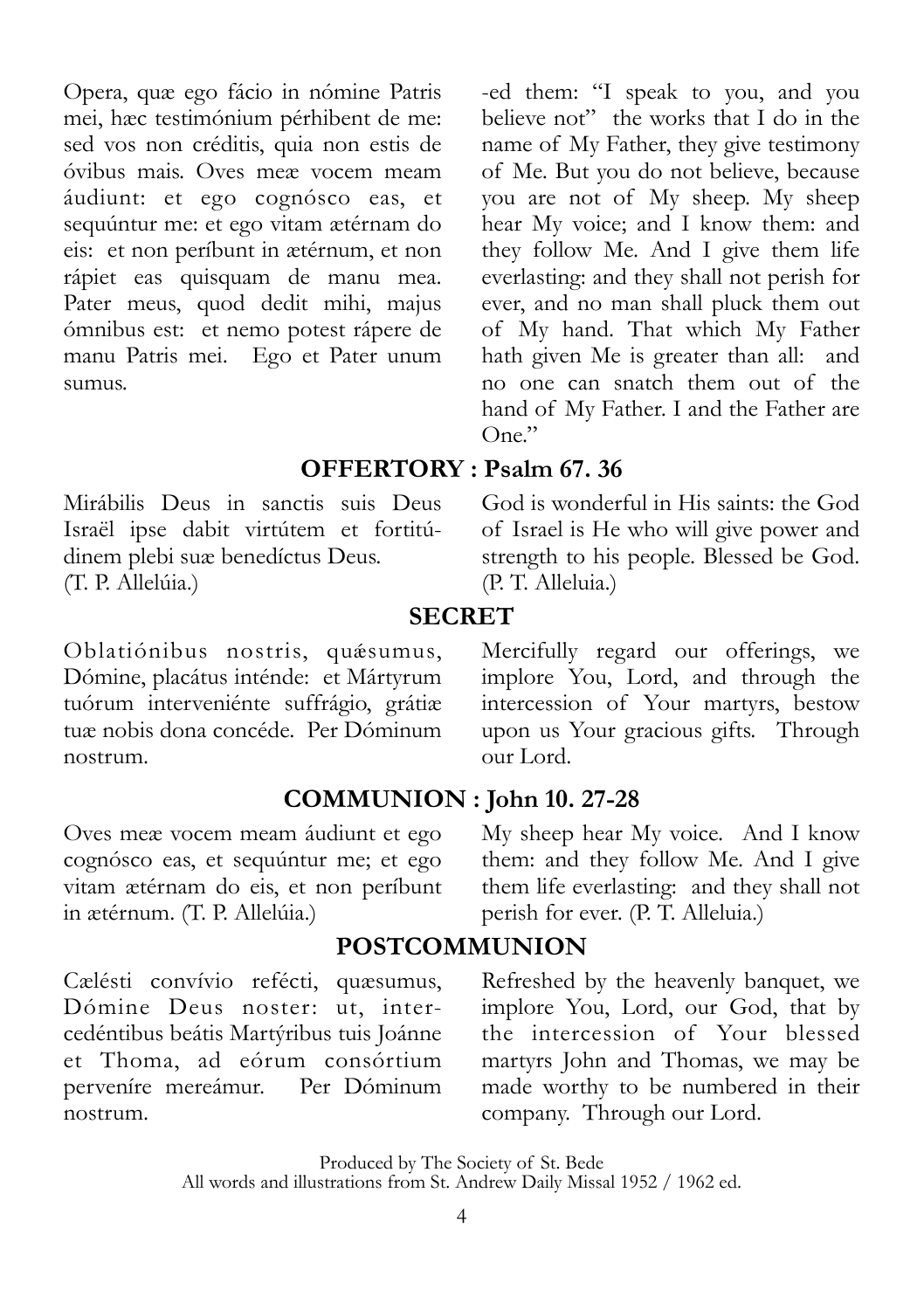Opera, quæ ego fácio in nómine Patris mei, hæc testimónium pérhibent de me: sed vos non créditis, quia non estis de óvibus mais. Oves meæ vocem meam áudiunt: et ego cognósco eas, et sequúntur me: et ego vitam ætérnam do eis: et non períbunt in ætérnum, et non rápiet eas quisquam de manu mea. Pater meus, quod dedit mihi, majus ómnibus est: et nemo potest rápere de manu Patris mei. Ego et Pater unum sumus.

-ed them: "I speak to you, and you believe not" the works that I do in the name of My Father, they give testimony of Me. But you do not believe, because you are not of My sheep. My sheep hear My voice; and I know them: and they follow Me. And I give them life everlasting: and they shall not perish for ever, and no man shall pluck them out of My hand. That which My Father hath given Me is greater than all: and no one can snatch them out of the hand of My Father. I and the Father are One."

## OFFERTORY : Psalm 67. 36

Mirábilis Deus in sanctis suis Deus Israël ipse dabit virtútem et fortitúdinem plebi suæ benedíctus Deus. (T. P. Allelúia.)

God is wonderful in His saints: the God of Israel is He who will give power and strength to his people. Blessed be God. (P. T. Alleluia.)

## SECRET

Oblatiónibus nostris, quǽsumus, Dómine, placátus inténde: et Mártyrum tuórum interveniénte suffrágio, grátiæ tuæ nobis dona concéde. Per Dóminum nostrum.

Mercifully regard our offerings, we implore You, Lord, and through the intercession of Your martyrs, bestow upon us Your gracious gifts. Through our Lord.

## COMMUNION : John 10. 27-28

Oves meæ vocem meam áudiunt et ego cognósco eas, et sequúntur me; et ego vitam ætérnam do eis, et non períbunt in ætérnum. (T. P. Allelúia.)

My sheep hear My voice. And I know them: and they follow Me. And I give them life everlasting: and they shall not perish for ever. (P. T. Alleluia.)

## POSTCOMMUNION

Cælésti convívio refécti, quæsumus, Dómine Deus noster: ut, intercedéntibus beátis Martýribus tuis Joánne et Thoma, ad eórum consórtium perveníre mereámur. Per Dóminum nostrum.

Refreshed by the heavenly banquet, we implore You, Lord, our God, that by the intercession of Your blessed martyrs John and Thomas, we may be made worthy to be numbered in their company. Through our Lord.

Produced by The Society of St. Bede
All words and illustrations from St. Andrew Daily Missal 1952 / 1962 ed.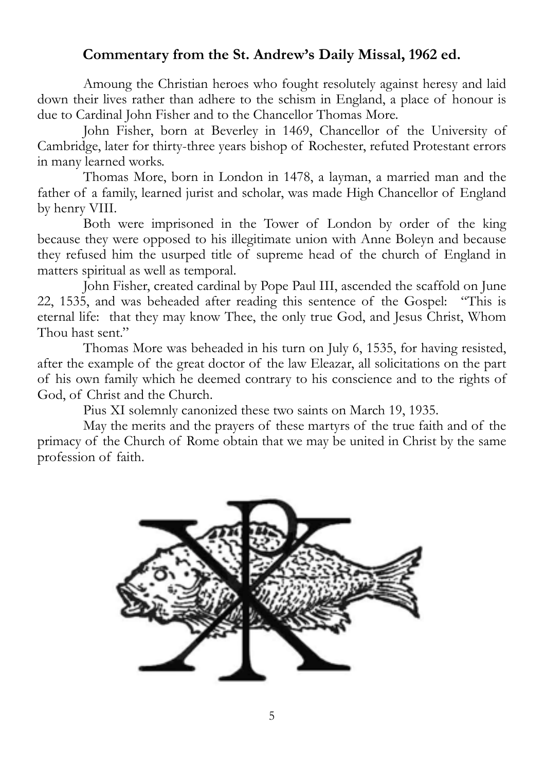## Commentary from the St. Andrew's Daily Missal, 1962 ed.

Amoung the Christian heroes who fought resolutely against heresy and laid down their lives rather than adhere to the schism in England, a place of honour is due to Cardinal John Fisher and to the Chancellor Thomas More.

John Fisher, born at Beverley in 1469, Chancellor of the University of Cambridge, later for thirty-three years bishop of Rochester, refuted Protestant errors in many learned works.

Thomas More, born in London in 1478, a layman, a married man and the father of a family, learned jurist and scholar, was made High Chancellor of England by henry VIII.

Both were imprisoned in the Tower of London by order of the king because they were opposed to his illegitimate union with Anne Boleyn and because they refused him the usurped title of supreme head of the church of England in matters spiritual as well as temporal.

John Fisher, created cardinal by Pope Paul III, ascended the scaffold on June 22, 1535, and was beheaded after reading this sentence of the Gospel: "This is eternal life: that they may know Thee, the only true God, and Jesus Christ, Whom Thou hast sent."

Thomas More was beheaded in his turn on July 6, 1535, for having resisted, after the example of the great doctor of the law Eleazar, all solicitations on the part of his own family which he deemed contrary to his conscience and to the rights of God, of Christ and the Church.

Pius XI solemnly canonized these two saints on March 19, 1935.

May the merits and the prayers of these martyrs of the true faith and of the primacy of the Church of Rome obtain that we may be united in Christ by the same profession of faith.